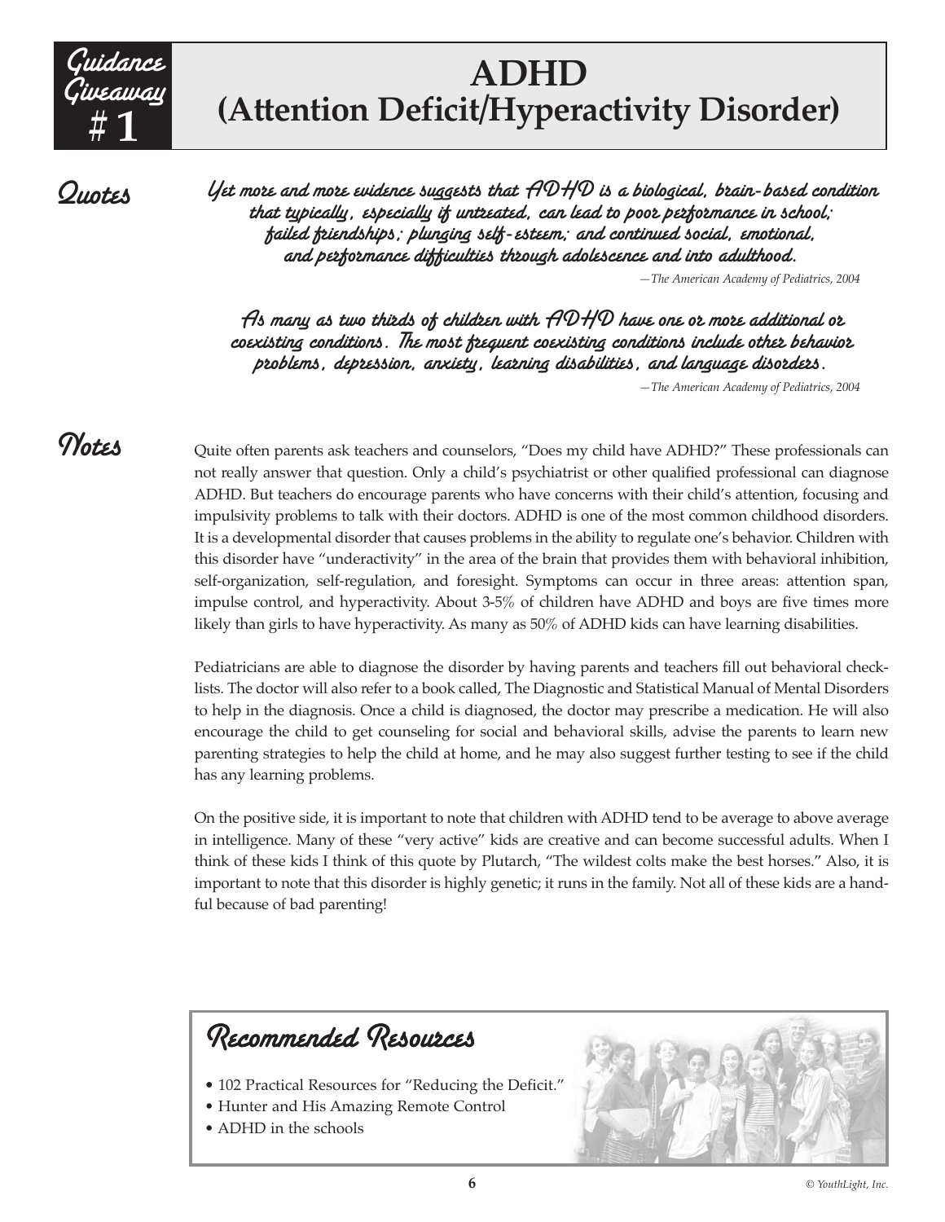Guidance Giveaway # 1

# ADHD (Attention Deficit/Hyperactivity Disorder)

## Quotes

*Yet more and more evidence suggests that ADHD is a biological, brain-based condition that typically, especially if untreated, can lead to poor performance in school; failed friendships; plunging self-esteem; and continued social, emotional, and performance difficulties through adolescence and into adulthood.*

—*The American Academy of Pediatrics, 2004*

*As many as two thirds of children with ADHD have one or more additional or coexisting conditions. The most frequent coexisting conditions include other behavior problems, depression, anxiety, learning disabilities, and language disorders.*

—*The American Academy of Pediatrics, 2004*

## Notes

Quite often parents ask teachers and counselors, "Does my child have ADHD?" These professionals can not really answer that question. Only a child's psychiatrist or other qualified professional can diagnose ADHD. But teachers do encourage parents who have concerns with their child's attention, focusing and impulsivity problems to talk with their doctors. ADHD is one of the most common childhood disorders. It is a developmental disorder that causes problems in the ability to regulate one's behavior. Children with this disorder have "underactivity" in the area of the brain that provides them with behavioral inhibition, self-organization, self-regulation, and foresight. Symptoms can occur in three areas: attention span, impulse control, and hyperactivity. About 3-5% of children have ADHD and boys are five times more likely than girls to have hyperactivity. As many as 50% of ADHD kids can have learning disabilities.

Pediatricians are able to diagnose the disorder by having parents and teachers fill out behavioral checklists. The doctor will also refer to a book called, The Diagnostic and Statistical Manual of Mental Disorders to help in the diagnosis. Once a child is diagnosed, the doctor may prescribe a medication. He will also encourage the child to get counseling for social and behavioral skills, advise the parents to learn new parenting strategies to help the child at home, and he may also suggest further testing to see if the child has any learning problems.

On the positive side, it is important to note that children with ADHD tend to be average to above average in intelligence. Many of these "very active" kids are creative and can become successful adults. When I think of these kids I think of this quote by Plutarch, "The wildest colts make the best horses." Also, it is important to note that this disorder is highly genetic; it runs in the family. Not all of these kids are a handful because of bad parenting!

## Recommended Resources

- 102 Practical Resources for "Reducing the Deficit."
- Hunter and His Amazing Remote Control
- ADHD in the schools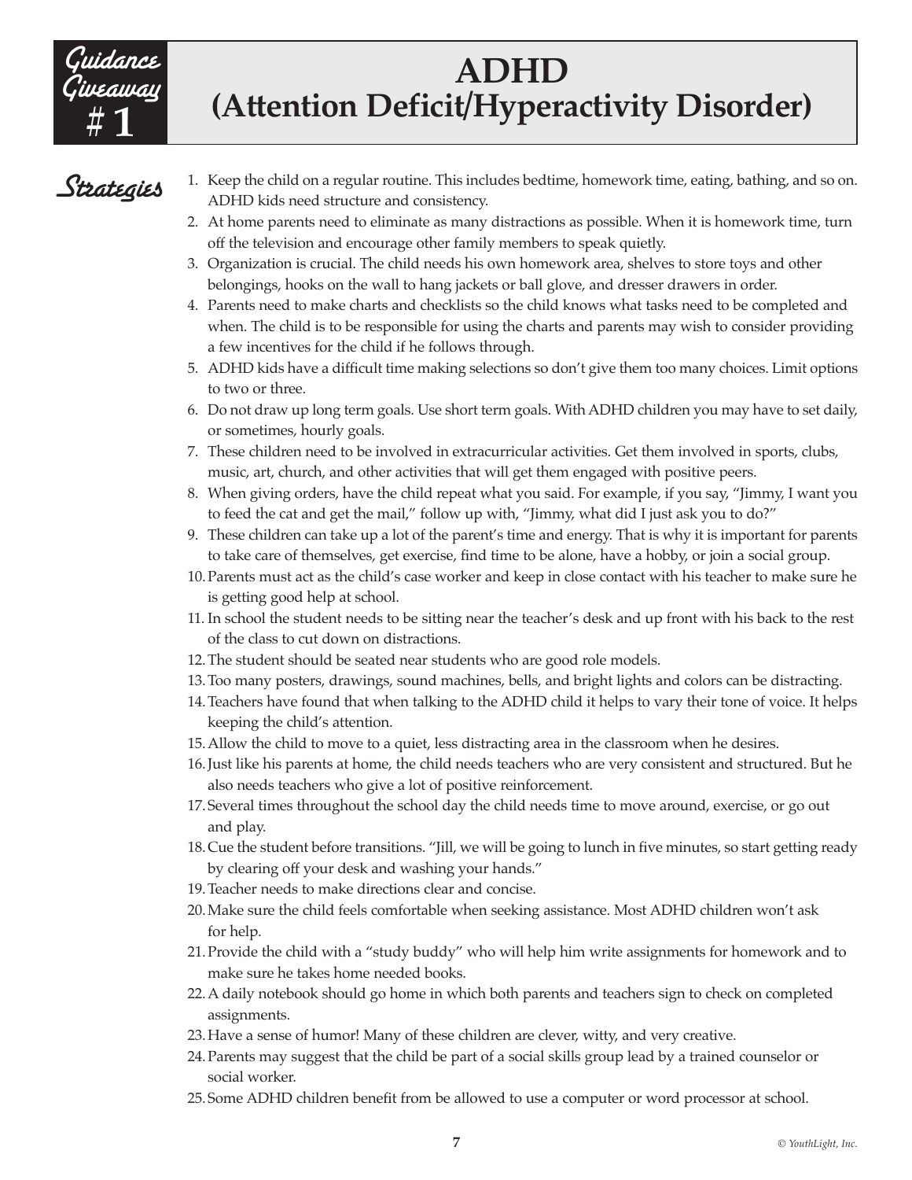Guidance Giveaway # 1

# ADHD (Attention Deficit/Hyperactivity Disorder)

## Strategies

1. Keep the child on a regular routine. This includes bedtime, homework time, eating, bathing, and so on. ADHD kids need structure and consistency.
2. At home parents need to eliminate as many distractions as possible. When it is homework time, turn off the television and encourage other family members to speak quietly.
3. Organization is crucial. The child needs his own homework area, shelves to store toys and other belongings, hooks on the wall to hang jackets or ball glove, and dresser drawers in order.
4. Parents need to make charts and checklists so the child knows what tasks need to be completed and when. The child is to be responsible for using the charts and parents may wish to consider providing a few incentives for the child if he follows through.
5. ADHD kids have a difficult time making selections so don't give them too many choices. Limit options to two or three.
6. Do not draw up long term goals. Use short term goals. With ADHD children you may have to set daily, or sometimes, hourly goals.
7. These children need to be involved in extracurricular activities. Get them involved in sports, clubs, music, art, church, and other activities that will get them engaged with positive peers.
8. When giving orders, have the child repeat what you said. For example, if you say, "Jimmy, I want you to feed the cat and get the mail," follow up with, "Jimmy, what did I just ask you to do?"
9. These children can take up a lot of the parent's time and energy. That is why it is important for parents to take care of themselves, get exercise, find time to be alone, have a hobby, or join a social group.
10. Parents must act as the child's case worker and keep in close contact with his teacher to make sure he is getting good help at school.
11. In school the student needs to be sitting near the teacher's desk and up front with his back to the rest of the class to cut down on distractions.
12. The student should be seated near students who are good role models.
13. Too many posters, drawings, sound machines, bells, and bright lights and colors can be distracting.
14. Teachers have found that when talking to the ADHD child it helps to vary their tone of voice. It helps keeping the child's attention.
15. Allow the child to move to a quiet, less distracting area in the classroom when he desires.
16. Just like his parents at home, the child needs teachers who are very consistent and structured. But he also needs teachers who give a lot of positive reinforcement.
17. Several times throughout the school day the child needs time to move around, exercise, or go out and play.
18. Cue the student before transitions. "Jill, we will be going to lunch in five minutes, so start getting ready by clearing off your desk and washing your hands."
19. Teacher needs to make directions clear and concise.
20. Make sure the child feels comfortable when seeking assistance. Most ADHD children won't ask for help.
21. Provide the child with a "study buddy" who will help him write assignments for homework and to make sure he takes home needed books.
22. A daily notebook should go home in which both parents and teachers sign to check on completed assignments.
23. Have a sense of humor! Many of these children are clever, witty, and very creative.
24. Parents may suggest that the child be part of a social skills group lead by a trained counselor or social worker.
25. Some ADHD children benefit from be allowed to use a computer or word processor at school.

© YouthLight, Inc.